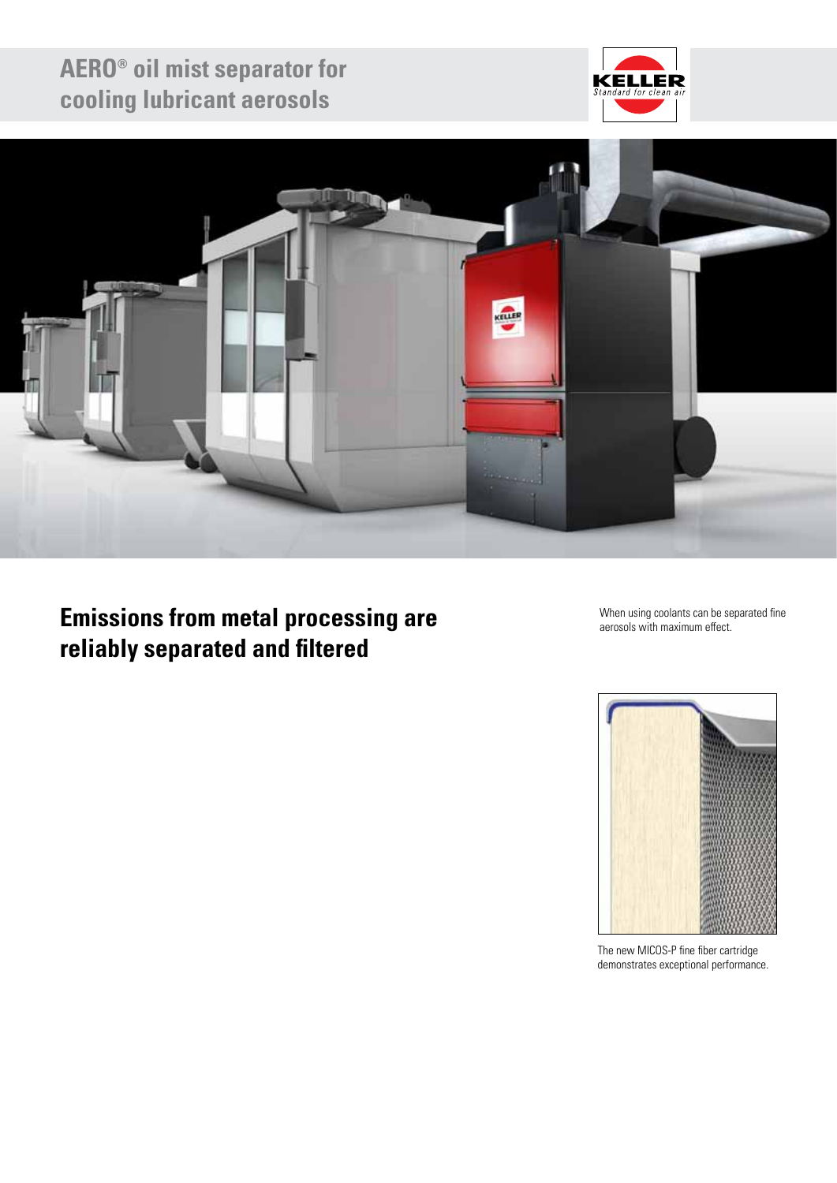# AERO® oil mist separator for cooling lubricant aerosols

## Emissions from metal processing are reliably separated and filtered

When using coolants can be separated fine aerosols with maximum effect.

The new MICOS-P fine fiber cartridge demonstrates exceptional performance.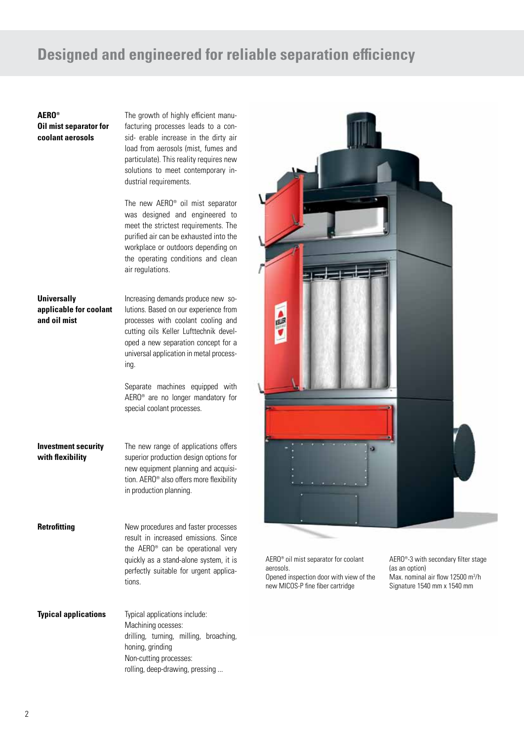# Designed and engineered for reliable separation efficiency

**AERO® Oil mist separator for coolant aerosols**

The growth of highly efficient manufacturing processes leads to a consid- erable increase in the dirty air load from aerosols (mist, fumes and particulate). This reality requires new solutions to meet contemporary industrial requirements.

The new AERO® oil mist separator was designed and engineered to meet the strictest requirements. The purified air can be exhausted into the workplace or outdoors depending on the operating conditions and clean air regulations.

**Universally applicable for coolant and oil mist**

Increasing demands produce new solutions. Based on our experience from processes with coolant cooling and cutting oils Keller Lufttechnik developed a new separation concept for a universal application in metal processing.

Separate machines equipped with AERO® are no longer mandatory for special coolant processes.

**Investment security with flexibility**

The new range of applications offers superior production design options for new equipment planning and acquisition. AERO® also offers more flexibility in production planning.

**Retrofitting**

New procedures and faster processes result in increased emissions. Since the AERO® can be operational very quickly as a stand-alone system, it is perfectly suitable for urgent applications.

**Typical applications**

Typical applications include:
Machining ocesses:
drilling, turning, milling, broaching, honing, grinding
Non-cutting processes:
rolling, deep-drawing, pressing ...

AERO® oil mist separator for coolant aerosols.
Opened inspection door with view of the new MICOS-P fine fiber cartridge

AERO®-3 with secondary filter stage (as an option)
Max. nominal air flow 12500 m³/h
Signature 1540 mm x 1540 mm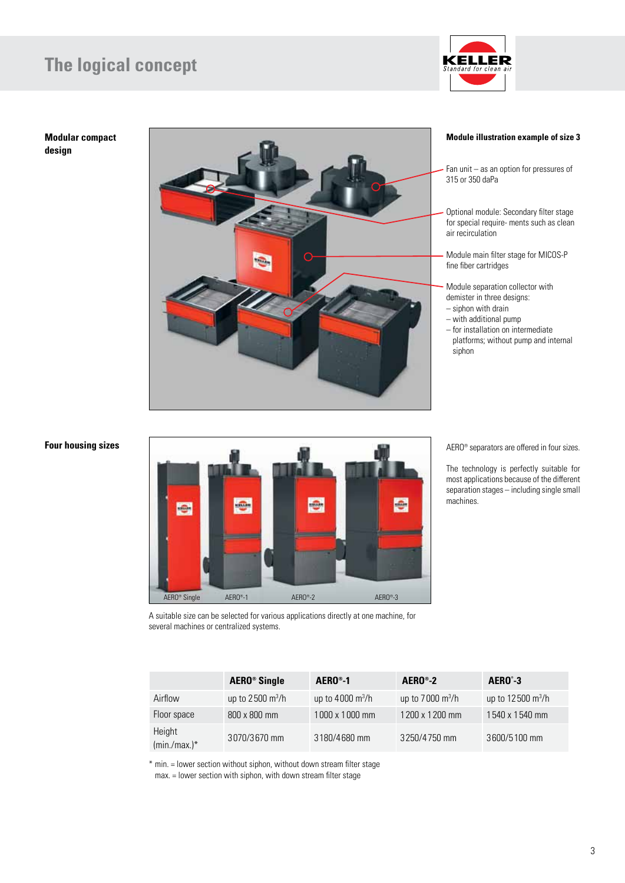# The logical concept

**Modular compact design**

**Module illustration example of size 3**

Fan unit – as an option for pressures of 315 or 350 daPa

Optional module: Secondary filter stage for special require- ments such as clean air recirculation

Module main filter stage for MICOS-P fine fiber cartridges

Module separation collector with demister in three designs:
– siphon with drain
– with additional pump
– for installation on intermediate platforms; without pump and internal siphon

**Four housing sizes**

AERO® Single AERO®-1 AERO®-2 AERO®-3

A suitable size can be selected for various applications directly at one machine, for several machines or centralized systems.

AERO® separators are offered in four sizes.

The technology is perfectly suitable for most applications because of the different separation stages – including single small machines.

| | **AERO® Single** | **AERO®-1** | **AERO®-2** | **AERO®-3** |
|---|---|---|---|---|
| Airflow | up to 2 500 $m^3$/h | up to 4 000 $m^3$/h | up to 7 000 $m^3$/h | up to 12 500 $m^3$/h |
| Floor space | 800 x 800 mm | 1 000 x 1 000 mm | 1 200 x 1 200 mm | 1 540 x 1 540 mm |
| Height (min./max.)* | 3070/3670 mm | 3180/4680 mm | 3250/4750 mm | 3600/5100 mm |

\* min. = lower section without siphon, without down stream filter stage
max. = lower section with siphon, with down stream filter stage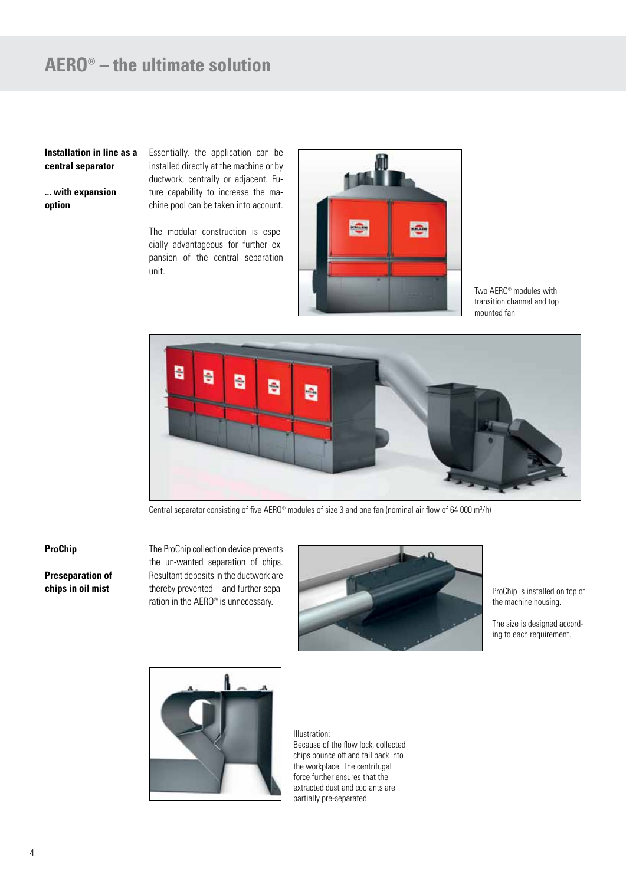# AERO® – the ultimate solution

**Installation in line as a central separator**

**... with expansion option**

Essentially, the application can be installed directly at the machine or by ductwork, centrally or adjacent. Future capability to increase the machine pool can be taken into account.

The modular construction is especially advantageous for further expansion of the central separation unit.

Two AERO® modules with transition channel and top mounted fan

Central separator consisting of five AERO® modules of size 3 and one fan (nominal air flow of 64 000 m³/h)

**ProChip**

**Preseparation of chips in oil mist**

The ProChip collection device prevents the un-wanted separation of chips. Resultant deposits in the ductwork are thereby prevented – and further separation in the AERO® is unnecessary.

ProChip is installed on top of the machine housing.

The size is designed according to each requirement.

Illustration:
Because of the flow lock, collected chips bounce off and fall back into the workplace. The centrifugal force further ensures that the extracted dust and coolants are partially pre-separated.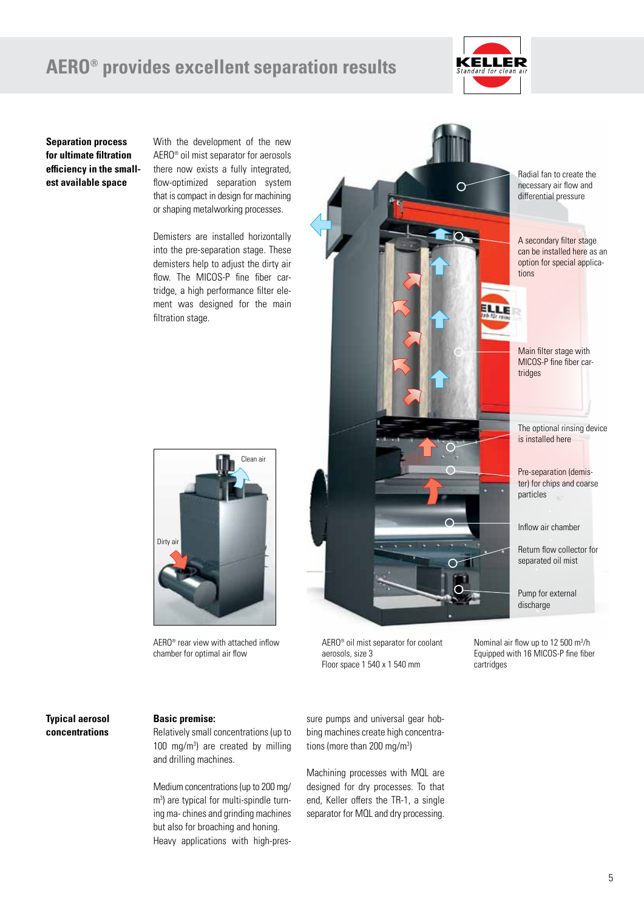# AERO® provides excellent separation results

**Separation process for ultimate filtration efficiency in the smallest available space**

With the development of the new AERO® oil mist separator for aerosols there now exists a fully integrated, flow-optimized separation system that is compact in design for machining or shaping metalworking processes.

Demisters are installed horizontally into the pre-separation stage. These demisters help to adjust the dirty air flow. The MICOS-P fine fiber cartridge, a high performance filter element was designed for the main filtration stage.

Clean air

Dirty air

AERO® rear view with attached inflow chamber for optimal air flow

Radial fan to create the necessary air flow and differential pressure

A secondary filter stage can be installed here as an option for special applications

Main filter stage with MICOS-P fine fiber cartridges

The optional rinsing device is installed here

Pre-separation (demister) for chips and coarse particles

Inflow air chamber

Return flow collector for separated oil mist

Pump for external discharge

AERO® oil mist separator for coolant aerosols, size 3
Floor space 1 540 x 1 540 mm

Nominal air flow up to 12 500 m³/h
Equipped with 16 MICOS-P fine fiber cartridges

**Typical aerosol concentrations**

**Basic premise:**
Relatively small concentrations (up to 100 mg/m³) are created by milling and drilling machines.

Medium concentrations (up to 200 mg/m³) are typical for multi-spindle turning ma- chines and grinding machines but also for broaching and honing.
Heavy applications with high-pressure pumps and universal gear hobbing machines create high concentrations (more than 200 mg/m³)

Machining processes with MQL are designed for dry processes. To that end, Keller offers the TR-1, a single separator for MQL and dry processing.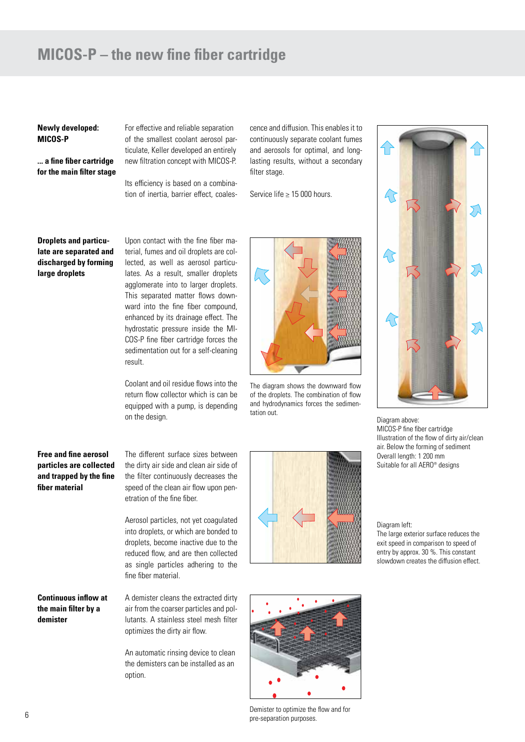# MICOS-P – the new fine fiber cartridge

**Newly developed: MICOS-P**

**... a fine fiber cartridge for the main filter stage**

For effective and reliable separation of the smallest coolant aerosol particulate, Keller developed an entirely new filtration concept with MICOS-P.

Its efficiency is based on a combination of inertia, barrier effect, coalescence and diffusion. This enables it to continuously separate coolant fumes and aerosols for optimal, and long-lasting results, without a secondary filter stage.

Service life ≥ 15 000 hours.

**Droplets and particulate are separated and discharged by forming large droplets**

Upon contact with the fine fiber material, fumes and oil droplets are collected, as well as aerosol particulates. As a result, smaller droplets agglomerate into to larger droplets. This separated matter flows downward into the fine fiber compound, enhanced by its drainage effect. The hydrostatic pressure inside the MICOS-P fine fiber cartridge forces the sedimentation out for a self-cleaning result.

Coolant and oil residue flows into the return flow collector which is can be equipped with a pump, is depending on the design.

The diagram shows the downward flow of the droplets. The combination of flow and hydrodynamics forces the sedimentation out.

Diagram above:
MICOS-P fine fiber cartridge
Illustration of the flow of dirty air/clean air. Below the forming of sediment
Overall length: 1 200 mm
Suitable for all AERO® designs

**Free and fine aerosol particles are collected and trapped by the fine fiber material**

The different surface sizes between the dirty air side and clean air side of the filter continuously decreases the speed of the clean air flow upon penetration of the fine fiber.

Aerosol particles, not yet coagulated into droplets, or which are bonded to droplets, become inactive due to the reduced flow, and are then collected as single particles adhering to the fine fiber material.

Diagram left:
The large exterior surface reduces the exit speed in comparison to speed of entry by approx. 30 %. This constant slowdown creates the diffusion effect.

**Continuous inflow at the main filter by a demister**

A demister cleans the extracted dirty air from the coarser particles and pollutants. A stainless steel mesh filter optimizes the dirty air flow.

An automatic rinsing device to clean the demisters can be installed as an option.

Demister to optimize the flow and for pre-separation purposes.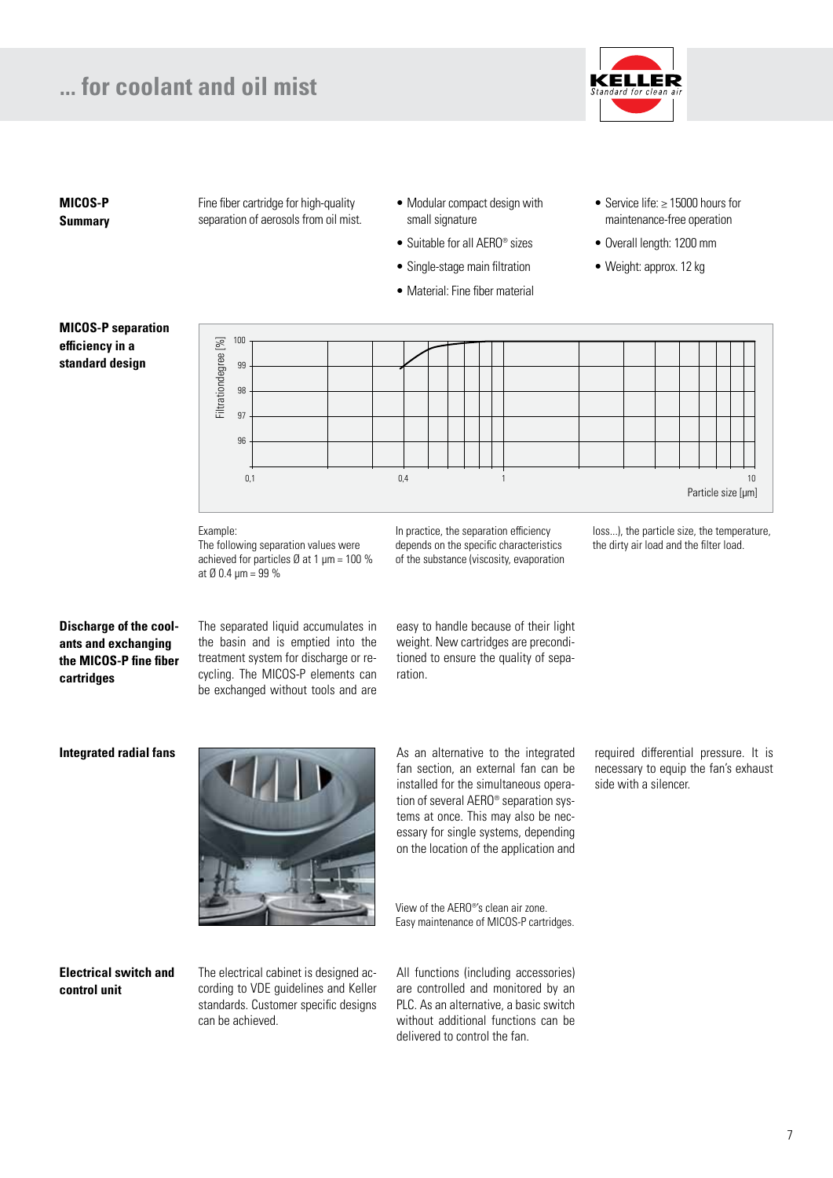# ... for coolant and oil mist

**MICOS-P Summary**

Fine fiber cartridge for high-quality separation of aerosols from oil mist.

- Modular compact design with small signature
- Suitable for all AERO® sizes
- Single-stage main filtration
- Material: Fine fiber material
- Service life: ≥ 15000 hours for maintenance-free operation
- Overall length: 1200 mm
- Weight: approx. 12 kg

**MICOS-P separation efficiency in a standard design**

Filtrationdegree [%]

Particle size [µm]

Example:
The following separation values were achieved for particles Ø at 1 µm = 100 % at Ø 0.4 µm = 99 %

In practice, the separation efficiency depends on the specific characteristics of the substance (viscosity, evaporation loss...), the particle size, the temperature, the dirty air load and the filter load.

**Discharge of the coolants and exchanging the MICOS-P fine fiber cartridges**

The separated liquid accumulates in the basin and is emptied into the treatment system for discharge or recycling. The MICOS-P elements can be exchanged without tools and are easy to handle because of their light weight. New cartridges are preconditioned to ensure the quality of separation.

**Integrated radial fans**

As an alternative to the integrated fan section, an external fan can be installed for the simultaneous operation of several AERO® separation systems at once. This may also be necessary for single systems, depending on the location of the application and required differential pressure. It is necessary to equip the fan's exhaust side with a silencer.

View of the AERO®'s clean air zone.
Easy maintenance of MICOS-P cartridges.

**Electrical switch and control unit**

The electrical cabinet is designed according to VDE guidelines and Keller standards. Customer specific designs can be achieved.

All functions (including accessories) are controlled and monitored by an PLC. As an alternative, a basic switch without additional functions can be delivered to control the fan.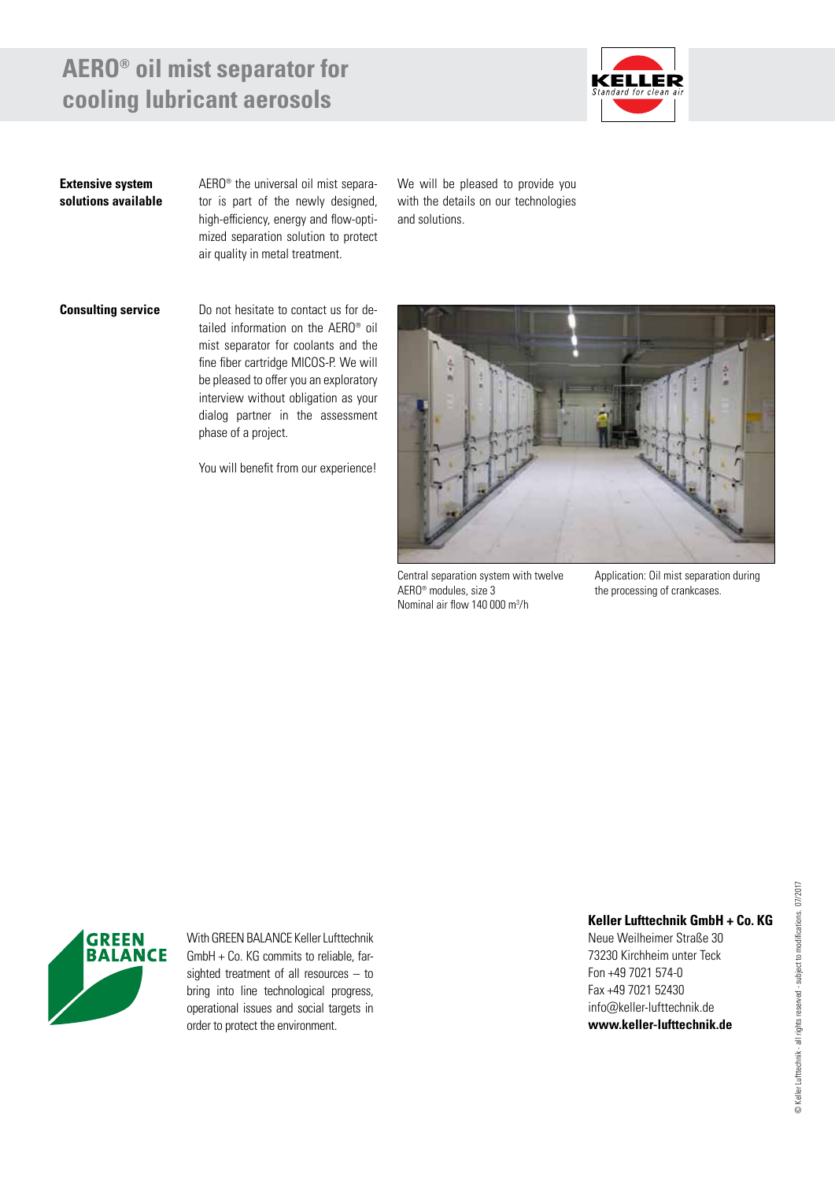# AERO® oil mist separator for cooling lubricant aerosols

**Extensive system solutions available**

AERO® the universal oil mist separator is part of the newly designed, high-efficiency, energy and flow-optimized separation solution to protect air quality in metal treatment.

We will be pleased to provide you with the details on our technologies and solutions.

**Consulting service**

Do not hesitate to contact us for detailed information on the AERO® oil mist separator for coolants and the fine fiber cartridge MICOS-P. We will be pleased to offer you an exploratory interview without obligation as your dialog partner in the assessment phase of a project.

You will benefit from our experience!

Central separation system with twelve AERO® modules, size 3
Nominal air flow 140 000 m³/h

Application: Oil mist separation during the processing of crankcases.

With GREEN BALANCE Keller Lufttechnik GmbH + Co. KG commits to reliable, far-sighted treatment of all resources – to bring into line technological progress, operational issues and social targets in order to protect the environment.

**Keller Lufttechnik GmbH + Co. KG**
Neue Weilheimer Straße 30
73230 Kirchheim unter Teck
Fon +49 7021 574-0
Fax +49 7021 52430
info@keller-lufttechnik.de
**www.keller-lufttechnik.de**

© Keller Lufttechnik - all rights reserved - subject to modifications. 07/2017